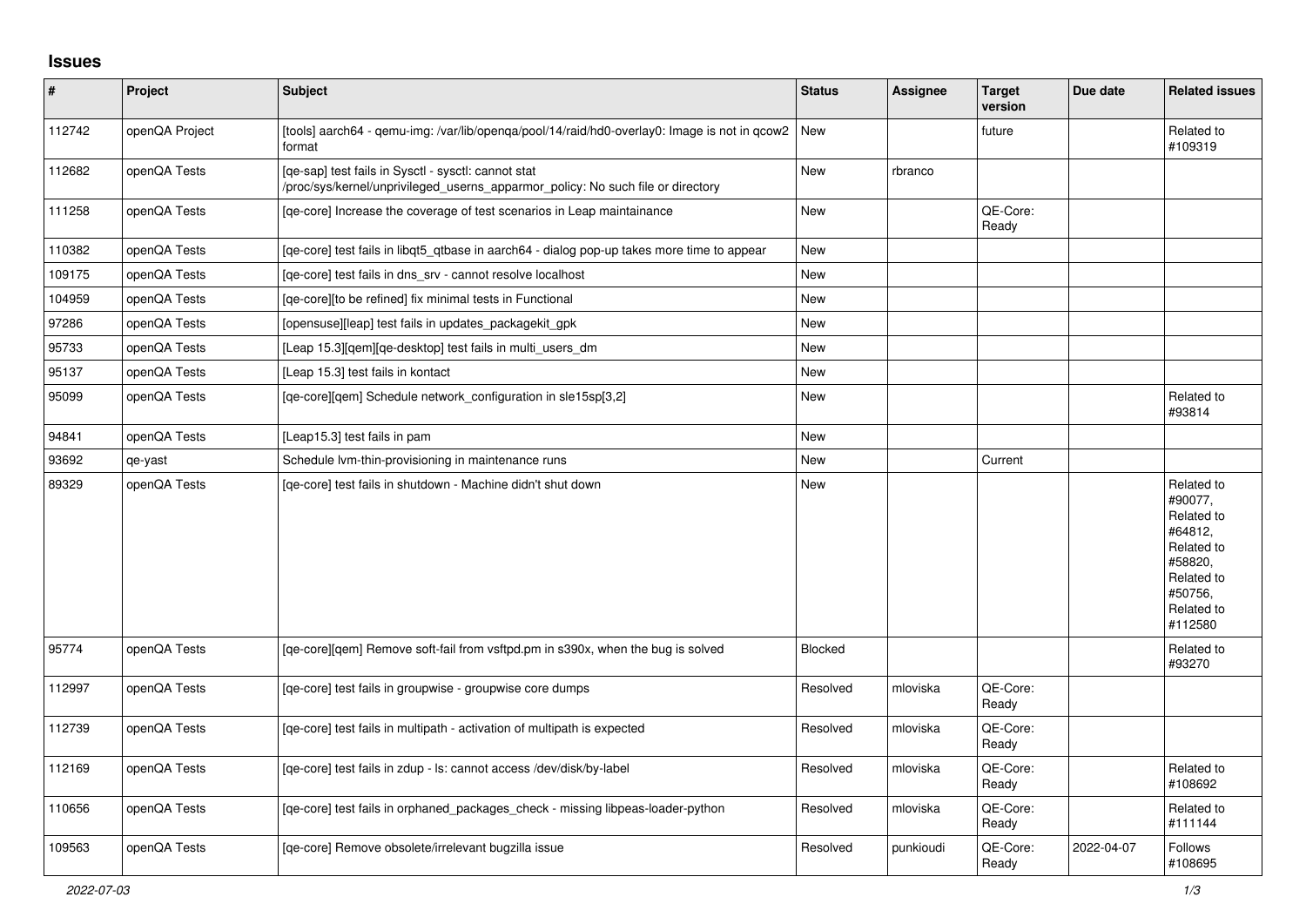# Issues

| # | Project | Subject | Status | Assignee | Target version | Due date | Related issues |
|---|---|---|---|---|---|---|---|
| 112742 | openQA Project | [tools] aarch64 - qemu-img: /var/lib/openqa/pool/14/raid/hd0-overlay0: Image is not in qcow2 format | New | | future | | Related to #109319 |
| 112682 | openQA Tests | [qe-sap] test fails in Sysctl - sysctl: cannot stat /proc/sys/kernel/unprivileged_userns_apparmor_policy: No such file or directory | New | rbranco | | | |
| 111258 | openQA Tests | [qe-core] Increase the coverage of test scenarios in Leap maintainance | New | | QE-Core: Ready | | |
| 110382 | openQA Tests | [qe-core] test fails in libqt5_qtbase in aarch64 - dialog pop-up takes more time to appear | New | | | | |
| 109175 | openQA Tests | [qe-core] test fails in dns_srv - cannot resolve localhost | New | | | | |
| 104959 | openQA Tests | [qe-core][to be refined] fix minimal tests in Functional | New | | | | |
| 97286 | openQA Tests | [opensuse][leap] test fails in updates_packagekit_gpk | New | | | | |
| 95733 | openQA Tests | [Leap 15.3][qem][qe-desktop] test fails in multi_users_dm | New | | | | |
| 95137 | openQA Tests | [Leap 15.3] test fails in kontact | New | | | | |
| 95099 | openQA Tests | [qe-core][qem] Schedule network_configuration in sle15sp[3,2] | New | | | | Related to #93814 |
| 94841 | openQA Tests | [Leap15.3] test fails in pam | New | | | | |
| 93692 | qe-yast | Schedule lvm-thin-provisioning in maintenance runs | New | | Current | | |
| 89329 | openQA Tests | [qe-core] test fails in shutdown - Machine didn't shut down | New | | | | Related to #90077, Related to #64812, Related to #58820, Related to #50756, Related to #112580 |
| 95774 | openQA Tests | [qe-core][qem] Remove soft-fail from vsftpd.pm in s390x, when the bug is solved | Blocked | | | | Related to #93270 |
| 112997 | openQA Tests | [qe-core] test fails in groupwise - groupwise core dumps | Resolved | mloviska | QE-Core: Ready | | |
| 112739 | openQA Tests | [qe-core] test fails in multipath - activation of multipath is expected | Resolved | mloviska | QE-Core: Ready | | |
| 112169 | openQA Tests | [qe-core] test fails in zdup - ls: cannot access /dev/disk/by-label | Resolved | mloviska | QE-Core: Ready | | Related to #108692 |
| 110656 | openQA Tests | [qe-core] test fails in orphaned_packages_check - missing libpeas-loader-python | Resolved | mloviska | QE-Core: Ready | | Related to #111144 |
| 109563 | openQA Tests | [qe-core] Remove obsolete/irrelevant bugzilla issue | Resolved | punkioudi | QE-Core: Ready | 2022-04-07 | Follows #108695 |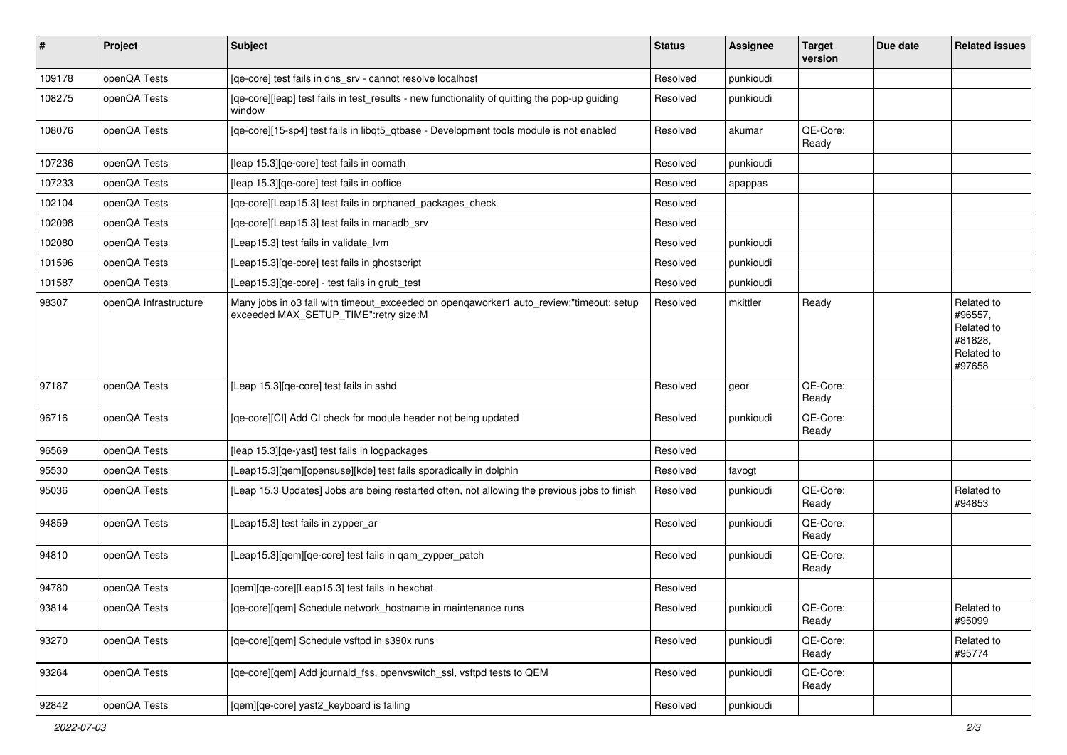| # | Project | Subject | Status | Assignee | Target version | Due date | Related issues |
|---|---|---|---|---|---|---|---|
| 109178 | openQA Tests | [qe-core] test fails in dns_srv - cannot resolve localhost | Resolved | punkioudi | | | |
| 108275 | openQA Tests | [qe-core][leap] test fails in test_results - new functionality of quitting the pop-up guiding window | Resolved | punkioudi | | | |
| 108076 | openQA Tests | [qe-core][15-sp4] test fails in libqt5_qtbase - Development tools module is not enabled | Resolved | akumar | QE-Core: Ready | | |
| 107236 | openQA Tests | [leap 15.3][qe-core] test fails in oomath | Resolved | punkioudi | | | |
| 107233 | openQA Tests | [leap 15.3][qe-core] test fails in ooffice | Resolved | apappas | | | |
| 102104 | openQA Tests | [qe-core][Leap15.3] test fails in orphaned_packages_check | Resolved | | | | |
| 102098 | openQA Tests | [qe-core][Leap15.3] test fails in mariadb_srv | Resolved | | | | |
| 102080 | openQA Tests | [Leap15.3] test fails in validate_lvm | Resolved | punkioudi | | | |
| 101596 | openQA Tests | [Leap15.3][qe-core] test fails in ghostscript | Resolved | punkioudi | | | |
| 101587 | openQA Tests | [Leap15.3][qe-core] - test fails in grub_test | Resolved | punkioudi | | | |
| 98307 | openQA Infrastructure | Many jobs in o3 fail with timeout_exceeded on openqaworker1 auto_review:"timeout: setup exceeded MAX_SETUP_TIME":retry size:M | Resolved | mkittler | Ready | | Related to #96557, Related to #81828, Related to #97658 |
| 97187 | openQA Tests | [Leap 15.3][qe-core] test fails in sshd | Resolved | geor | QE-Core: Ready | | |
| 96716 | openQA Tests | [qe-core][CI] Add CI check for module header not being updated | Resolved | punkioudi | QE-Core: Ready | | |
| 96569 | openQA Tests | [leap 15.3][qe-yast] test fails in logpackages | Resolved | | | | |
| 95530 | openQA Tests | [Leap15.3][qem][opensuse][kde] test fails sporadically in dolphin | Resolved | favogt | | | |
| 95036 | openQA Tests | [Leap 15.3 Updates] Jobs are being restarted often, not allowing the previous jobs to finish | Resolved | punkioudi | QE-Core: Ready | | Related to #94853 |
| 94859 | openQA Tests | [Leap15.3] test fails in zypper_ar | Resolved | punkioudi | QE-Core: Ready | | |
| 94810 | openQA Tests | [Leap15.3][qem][qe-core] test fails in qam_zypper_patch | Resolved | punkioudi | QE-Core: Ready | | |
| 94780 | openQA Tests | [qem][qe-core][Leap15.3] test fails in hexchat | Resolved | | | | |
| 93814 | openQA Tests | [qe-core][qem] Schedule network_hostname in maintenance runs | Resolved | punkioudi | QE-Core: Ready | | Related to #95099 |
| 93270 | openQA Tests | [qe-core][qem] Schedule vsftpd in s390x runs | Resolved | punkioudi | QE-Core: Ready | | Related to #95774 |
| 93264 | openQA Tests | [qe-core][qem] Add journald_fss, openvswitch_ssl, vsftpd tests to QEM | Resolved | punkioudi | QE-Core: Ready | | |
| 92842 | openQA Tests | [qem][qe-core] yast2_keyboard is failing | Resolved | punkioudi | | | |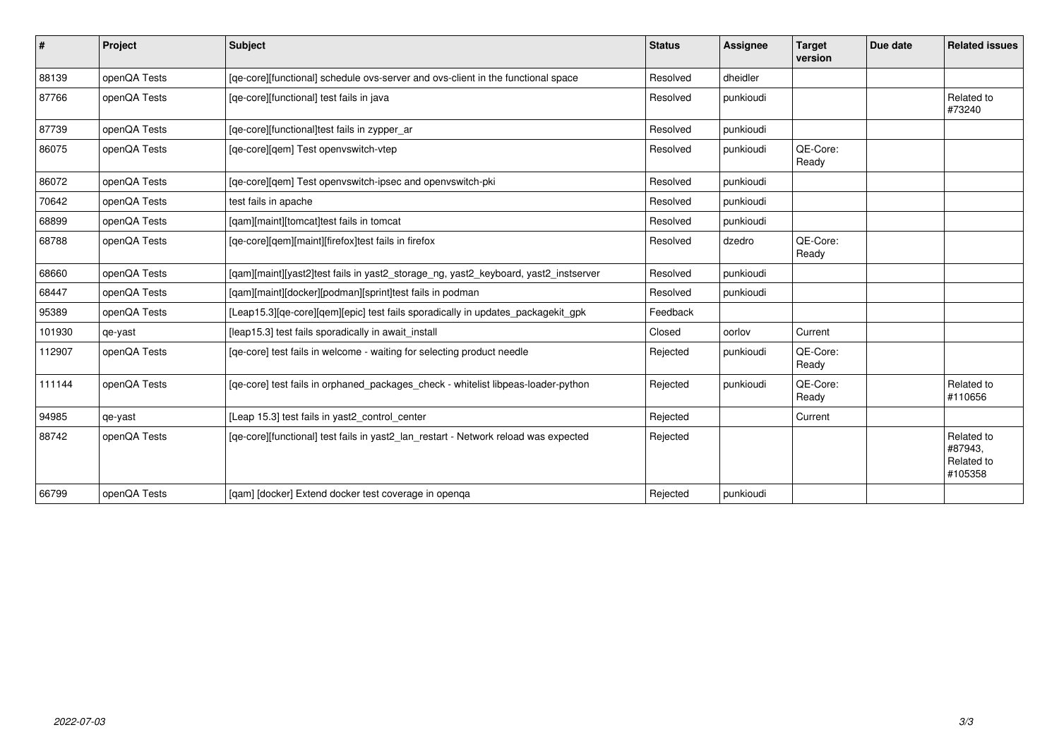| # | Project | Subject | Status | Assignee | Target version | Due date | Related issues |
|---|---|---|---|---|---|---|---|
| 88139 | openQA Tests | [qe-core][functional] schedule ovs-server and ovs-client in the functional space | Resolved | dheidler | | | |
| 87766 | openQA Tests | [qe-core][functional] test fails in java | Resolved | punkioudi | | | Related to #73240 |
| 87739 | openQA Tests | [qe-core][functional]test fails in zypper_ar | Resolved | punkioudi | | | |
| 86075 | openQA Tests | [qe-core][qem] Test openvswitch-vtep | Resolved | punkioudi | QE-Core: Ready | | |
| 86072 | openQA Tests | [qe-core][qem] Test openvswitch-ipsec and openvswitch-pki | Resolved | punkioudi | | | |
| 70642 | openQA Tests | test fails in apache | Resolved | punkioudi | | | |
| 68899 | openQA Tests | [qam][maint][tomcat]test fails in tomcat | Resolved | punkioudi | | | |
| 68788 | openQA Tests | [qe-core][qem][maint][firefox]test fails in firefox | Resolved | dzedro | QE-Core: Ready | | |
| 68660 | openQA Tests | [qam][maint][yast2]test fails in yast2_storage_ng, yast2_keyboard, yast2_instserver | Resolved | punkioudi | | | |
| 68447 | openQA Tests | [qam][maint][docker][podman][sprint]test fails in podman | Resolved | punkioudi | | | |
| 95389 | openQA Tests | [Leap15.3][qe-core][qem][epic] test fails sporadically in updates_packagekit_gpk | Feedback | | | | |
| 101930 | qe-yast | [leap15.3] test fails sporadically in await_install | Closed | oorlov | Current | | |
| 112907 | openQA Tests | [qe-core] test fails in welcome - waiting for selecting product needle | Rejected | punkioudi | QE-Core: Ready | | |
| 111144 | openQA Tests | [qe-core] test fails in orphaned_packages_check - whitelist libpeas-loader-python | Rejected | punkioudi | QE-Core: Ready | | Related to #110656 |
| 94985 | qe-yast | [Leap 15.3] test fails in yast2_control_center | Rejected | | Current | | |
| 88742 | openQA Tests | [qe-core][functional] test fails in yast2_lan_restart - Network reload was expected | Rejected | | | | Related to #87943, Related to #105358 |
| 66799 | openQA Tests | [qam] [docker] Extend docker test coverage in openqa | Rejected | punkioudi | | | |

*2022-07-03*